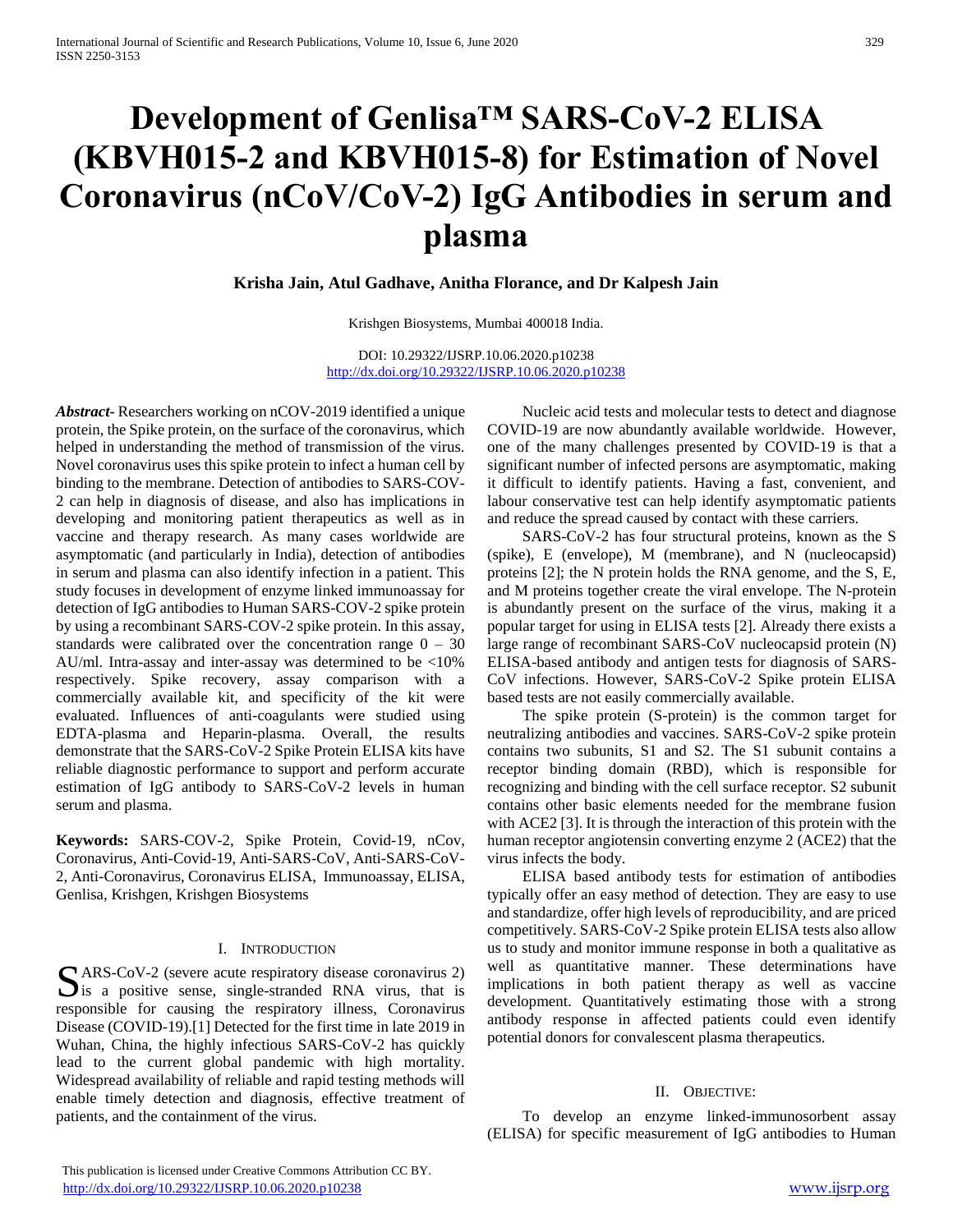# Development of Genlisa™ SARS-CoV-2 ELISA (KBVH015-2 and KBVH015-8) for Estimation of Novel Coronavirus (nCoV/CoV-2) IgG Antibodies in serum and plasma

**Krisha Jain, Atul Gadhave, Anitha Florance, and Dr Kalpesh Jain**

Krishgen Biosystems, Mumbai 400018 India.

DOI: 10.29322/IJSRP.10.06.2020.p10238
http://dx.doi.org/10.29322/IJSRP.10.06.2020.p10238

***Abstract*-** Researchers working on nCOV-2019 identified a unique protein, the Spike protein, on the surface of the coronavirus, which helped in understanding the method of transmission of the virus. Novel coronavirus uses this spike protein to infect a human cell by binding to the membrane. Detection of antibodies to SARS-COV-2 can help in diagnosis of disease, and also has implications in developing and monitoring patient therapeutics as well as in vaccine and therapy research. As many cases worldwide are asymptomatic (and particularly in India), detection of antibodies in serum and plasma can also identify infection in a patient. This study focuses in development of enzyme linked immunoassay for detection of IgG antibodies to Human SARS-COV-2 spike protein by using a recombinant SARS-COV-2 spike protein. In this assay, standards were calibrated over the concentration range 0 – 30 AU/ml. Intra-assay and inter-assay was determined to be <10% respectively. Spike recovery, assay comparison with a commercially available kit, and specificity of the kit were evaluated. Influences of anti-coagulants were studied using EDTA-plasma and Heparin-plasma. Overall, the results demonstrate that the SARS-CoV-2 Spike Protein ELISA kits have reliable diagnostic performance to support and perform accurate estimation of IgG antibody to SARS-CoV-2 levels in human serum and plasma.

**Keywords:** SARS-COV-2, Spike Protein, Covid-19, nCov, Coronavirus, Anti-Covid-19, Anti-SARS-CoV, Anti-SARS-CoV-2, Anti-Coronavirus, Coronavirus ELISA, Immunoassay, ELISA, Genlisa, Krishgen, Krishgen Biosystems

## I. Introduction

SARS-CoV-2 (severe acute respiratory disease coronavirus 2) is a positive sense, single-stranded RNA virus, that is responsible for causing the respiratory illness, Coronavirus Disease (COVID-19).[1] Detected for the first time in late 2019 in Wuhan, China, the highly infectious SARS-CoV-2 has quickly lead to the current global pandemic with high mortality. Widespread availability of reliable and rapid testing methods will enable timely detection and diagnosis, effective treatment of patients, and the containment of the virus.

Nucleic acid tests and molecular tests to detect and diagnose COVID-19 are now abundantly available worldwide. However, one of the many challenges presented by COVID-19 is that a significant number of infected persons are asymptomatic, making it difficult to identify patients. Having a fast, convenient, and labour conservative test can help identify asymptomatic patients and reduce the spread caused by contact with these carriers.

SARS-CoV-2 has four structural proteins, known as the S (spike), E (envelope), M (membrane), and N (nucleocapsid) proteins [2]; the N protein holds the RNA genome, and the S, E, and M proteins together create the viral envelope. The N-protein is abundantly present on the surface of the virus, making it a popular target for using in ELISA tests [2]. Already there exists a large range of recombinant SARS-CoV nucleocapsid protein (N) ELISA-based antibody and antigen tests for diagnosis of SARS-CoV infections. However, SARS-CoV-2 Spike protein ELISA based tests are not easily commercially available.

The spike protein (S-protein) is the common target for neutralizing antibodies and vaccines. SARS-CoV-2 spike protein contains two subunits, S1 and S2. The S1 subunit contains a receptor binding domain (RBD), which is responsible for recognizing and binding with the cell surface receptor. S2 subunit contains other basic elements needed for the membrane fusion with ACE2 [3]. It is through the interaction of this protein with the human receptor angiotensin converting enzyme 2 (ACE2) that the virus infects the body.

ELISA based antibody tests for estimation of antibodies typically offer an easy method of detection. They are easy to use and standardize, offer high levels of reproducibility, and are priced competitively. SARS-CoV-2 Spike protein ELISA tests also allow us to study and monitor immune response in both a qualitative as well as quantitative manner. These determinations have implications in both patient therapy as well as vaccine development. Quantitatively estimating those with a strong antibody response in affected patients could even identify potential donors for convalescent plasma therapeutics.

## II. Objective:

To develop an enzyme linked-immunosorbent assay (ELISA) for specific measurement of IgG antibodies to Human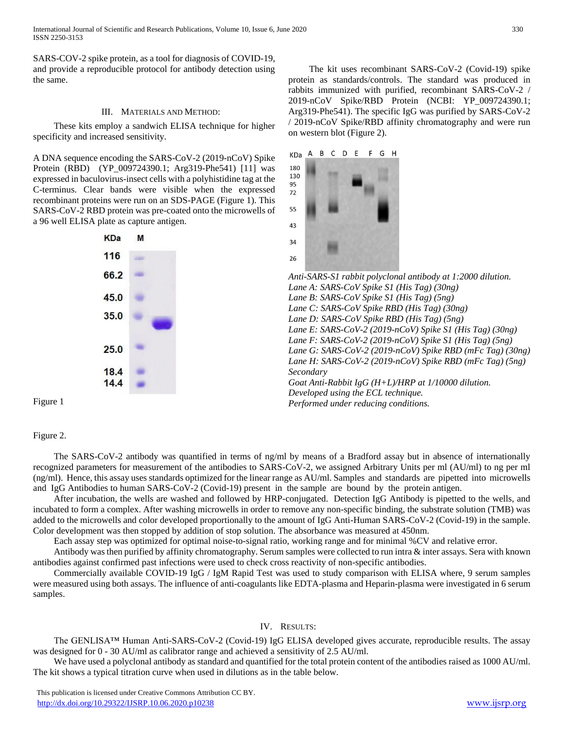SARS-COV-2 spike protein, as a tool for diagnosis of COVID-19, and provide a reproducible protocol for antibody detection using the same.

## III. Materials and Method:

These kits employ a sandwich ELISA technique for higher specificity and increased sensitivity.

A DNA sequence encoding the SARS-CoV-2 (2019-nCoV) Spike Protein (RBD) (YP_009724390.1; Arg319-Phe541) [11] was expressed in baculovirus-insect cells with a polyhistidine tag at the C-terminus. Clear bands were visible when the expressed recombinant proteins were run on an SDS-PAGE (Figure 1). This SARS-CoV-2 RBD protein was pre-coated onto the microwells of a 96 well ELISA plate as capture antigen.

Figure 1

The kit uses recombinant SARS-CoV-2 (Covid-19) spike protein as standards/controls. The standard was produced in rabbits immunized with purified, recombinant SARS-CoV-2 / 2019-nCoV Spike/RBD Protein (NCBI: YP_009724390.1; Arg319-Phe541). The specific IgG was purified by SARS-CoV-2 / 2019-nCoV Spike/RBD affinity chromatography and were run on western blot (Figure 2).

*Anti-SARS-S1 rabbit polyclonal antibody at 1:2000 dilution.*
*Lane A: SARS-CoV Spike S1 (His Tag) (30ng)*
*Lane B: SARS-CoV Spike S1 (His Tag) (5ng)*
*Lane C: SARS-CoV Spike RBD (His Tag) (30ng)*
*Lane D: SARS-CoV Spike RBD (His Tag) (5ng)*
*Lane E: SARS-CoV-2 (2019-nCoV) Spike S1 (His Tag) (30ng)*
*Lane F: SARS-CoV-2 (2019-nCoV) Spike S1 (His Tag) (5ng)*
*Lane G: SARS-CoV-2 (2019-nCoV) Spike RBD (mFc Tag) (30ng)*
*Lane H: SARS-CoV-2 (2019-nCoV) Spike RBD (mFc Tag) (5ng)*
*Secondary*
*Goat Anti-Rabbit IgG (H+L)/HRP at 1/10000 dilution.*
*Developed using the ECL technique.*
*Performed under reducing conditions.*

Figure 2.

The SARS-CoV-2 antibody was quantified in terms of ng/ml by means of a Bradford assay but in absence of internationally recognized parameters for measurement of the antibodies to SARS-CoV-2, we assigned Arbitrary Units per ml (AU/ml) to ng per ml (ng/ml). Hence, this assay uses standards optimized for the linear range as AU/ml. Samples and standards are pipetted into microwells and IgG Antibodies to human SARS-CoV-2 (Covid-19) present in the sample are bound by the protein antigen.

After incubation, the wells are washed and followed by HRP-conjugated. Detection IgG Antibody is pipetted to the wells, and incubated to form a complex. After washing microwells in order to remove any non-specific binding, the substrate solution (TMB) was added to the microwells and color developed proportionally to the amount of IgG Anti-Human SARS-CoV-2 (Covid-19) in the sample. Color development was then stopped by addition of stop solution. The absorbance was measured at 450nm.

Each assay step was optimized for optimal noise-to-signal ratio, working range and for minimal %CV and relative error.

Antibody was then purified by affinity chromatography. Serum samples were collected to run intra & inter assays. Sera with known antibodies against confirmed past infections were used to check cross reactivity of non-specific antibodies.

Commercially available COVID-19 IgG / IgM Rapid Test was used to study comparison with ELISA where, 9 serum samples were measured using both assays. The influence of anti-coagulants like EDTA-plasma and Heparin-plasma were investigated in 6 serum samples.

## IV. Results:

The GENLISA™ Human Anti-SARS-CoV-2 (Covid-19) IgG ELISA developed gives accurate, reproducible results. The assay was designed for 0 - 30 AU/ml as calibrator range and achieved a sensitivity of 2.5 AU/ml.

We have used a polyclonal antibody as standard and quantified for the total protein content of the antibodies raised as 1000 AU/ml. The kit shows a typical titration curve when used in dilutions as in the table below.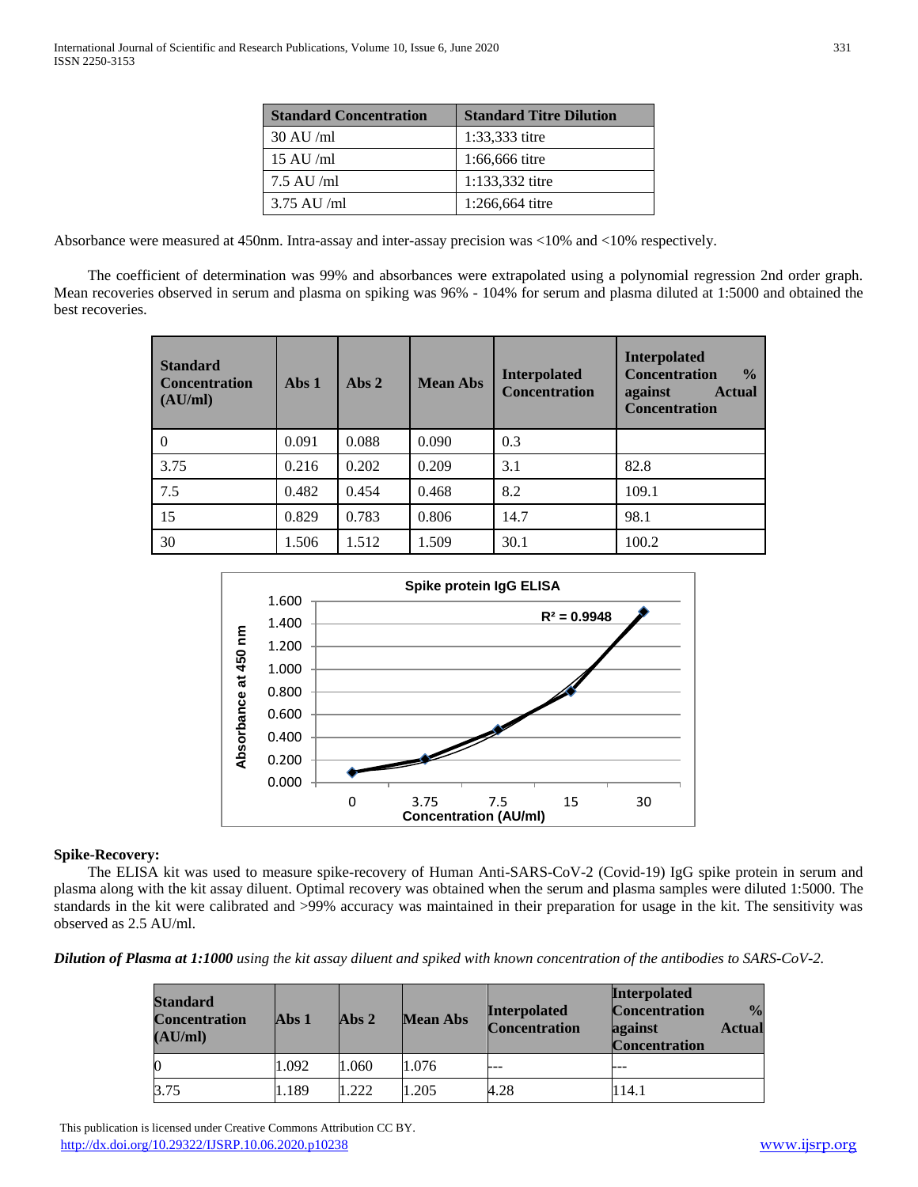| Standard Concentration | Standard Titre Dilution |
| --- | --- |
| 30 AU /ml | 1:33,333 titre |
| 15 AU /ml | 1:66,666 titre |
| 7.5 AU /ml | 1:133,332 titre |
| 3.75 AU /ml | 1:266,664 titre |

Absorbance were measured at 450nm. Intra-assay and inter-assay precision was <10% and <10% respectively.

The coefficient of determination was 99% and absorbances were extrapolated using a polynomial regression 2nd order graph. Mean recoveries observed in serum and plasma on spiking was 96% - 104% for serum and plasma diluted at 1:5000 and obtained the best recoveries.

| Standard Concentration (AU/ml) | Abs 1 | Abs 2 | Mean Abs | Interpolated Concentration | Interpolated Concentration % against Actual Concentration |
| --- | --- | --- | --- | --- | --- |
| 0 | 0.091 | 0.088 | 0.090 | 0.3 | |
| 3.75 | 0.216 | 0.202 | 0.209 | 3.1 | 82.8 |
| 7.5 | 0.482 | 0.454 | 0.468 | 8.2 | 109.1 |
| 15 | 0.829 | 0.783 | 0.806 | 14.7 | 98.1 |
| 30 | 1.506 | 1.512 | 1.509 | 30.1 | 100.2 |

Spike protein IgG ELISA

$R^2 = 0.9948$

**Spike-Recovery:**

The ELISA kit was used to measure spike-recovery of Human Anti-SARS-CoV-2 (Covid-19) IgG spike protein in serum and plasma along with the kit assay diluent. Optimal recovery was obtained when the serum and plasma samples were diluted 1:5000. The standards in the kit were calibrated and >99% accuracy was maintained in their preparation for usage in the kit. The sensitivity was observed as 2.5 AU/ml.

***Dilution of Plasma at 1:1000*** *using the kit assay diluent and spiked with known concentration of the antibodies to SARS-CoV-2.*

| Standard Concentration (AU/ml) | Abs 1 | Abs 2 | Mean Abs | Interpolated Concentration | Interpolated Concentration % against Actual Concentration |
| --- | --- | --- | --- | --- | --- |
| 0 | 1.092 | 1.060 | 1.076 | --- | --- |
| 3.75 | 1.189 | 1.222 | 1.205 | 4.28 | 114.1 |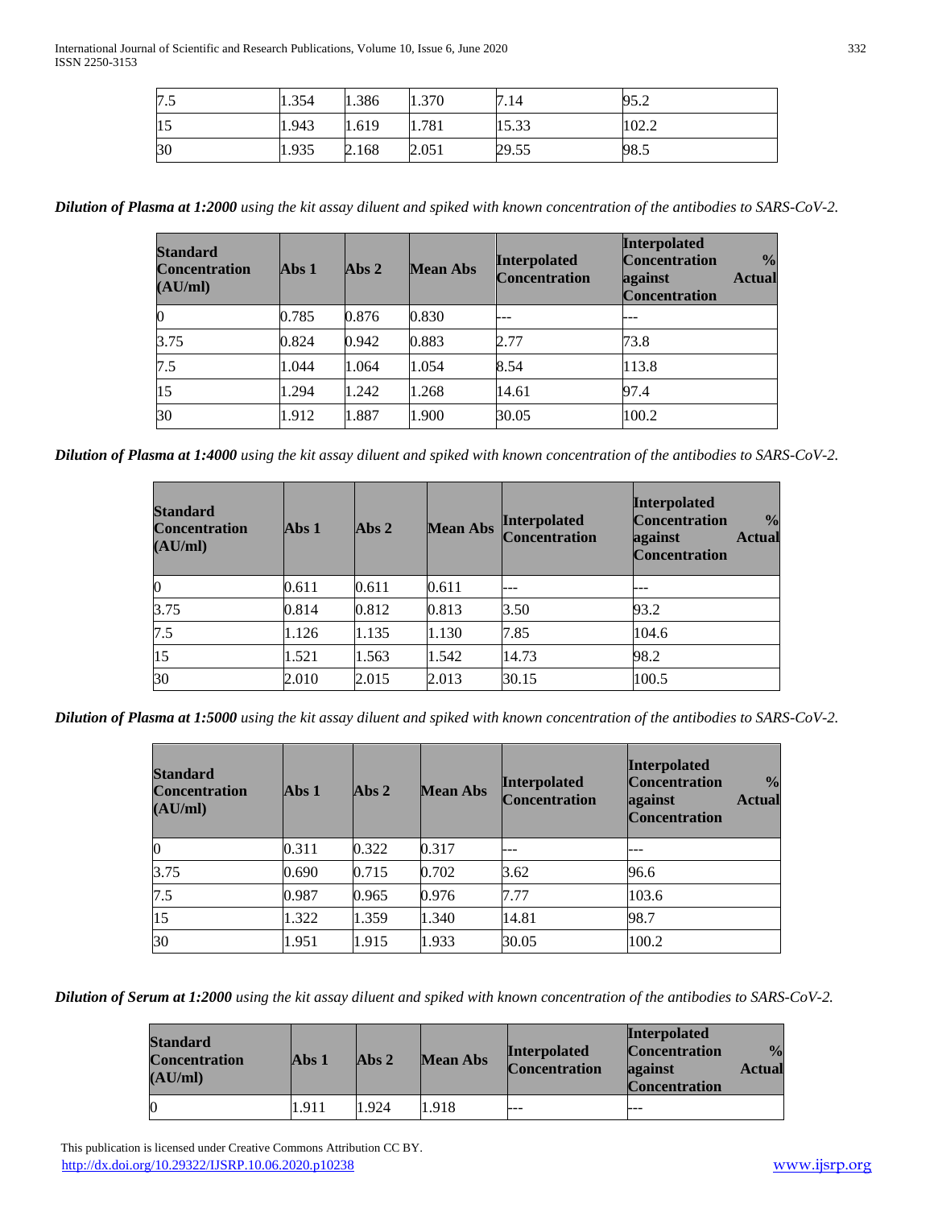| 7.5 | 1.354 | 1.386 | 1.370 | 7.14 | 95.2 |
|---|---|---|---|---|---|
| 15 | 1.943 | 1.619 | 1.781 | 15.33 | 102.2 |
| 30 | 1.935 | 2.168 | 2.051 | 29.55 | 98.5 |

***Dilution of Plasma at 1:2000*** *using the kit assay diluent and spiked with known concentration of the antibodies to SARS-CoV-2.*

| Standard Concentration (AU/ml) | Abs 1 | Abs 2 | Mean Abs | Interpolated Concentration | Interpolated Concentration % against Actual Concentration |
|---|---|---|---|---|---|
| 0 | 0.785 | 0.876 | 0.830 | --- | --- |
| 3.75 | 0.824 | 0.942 | 0.883 | 2.77 | 73.8 |
| 7.5 | 1.044 | 1.064 | 1.054 | 8.54 | 113.8 |
| 15 | 1.294 | 1.242 | 1.268 | 14.61 | 97.4 |
| 30 | 1.912 | 1.887 | 1.900 | 30.05 | 100.2 |

***Dilution of Plasma at 1:4000*** *using the kit assay diluent and spiked with known concentration of the antibodies to SARS-CoV-2.*

| Standard Concentration (AU/ml) | Abs 1 | Abs 2 | Mean Abs | Interpolated Concentration | Interpolated Concentration % against Actual Concentration |
|---|---|---|---|---|---|
| 0 | 0.611 | 0.611 | 0.611 | --- | --- |
| 3.75 | 0.814 | 0.812 | 0.813 | 3.50 | 93.2 |
| 7.5 | 1.126 | 1.135 | 1.130 | 7.85 | 104.6 |
| 15 | 1.521 | 1.563 | 1.542 | 14.73 | 98.2 |
| 30 | 2.010 | 2.015 | 2.013 | 30.15 | 100.5 |

***Dilution of Plasma at 1:5000*** *using the kit assay diluent and spiked with known concentration of the antibodies to SARS-CoV-2.*

| Standard Concentration (AU/ml) | Abs 1 | Abs 2 | Mean Abs | Interpolated Concentration | Interpolated Concentration % against Actual Concentration |
|---|---|---|---|---|---|
| 0 | 0.311 | 0.322 | 0.317 | --- | --- |
| 3.75 | 0.690 | 0.715 | 0.702 | 3.62 | 96.6 |
| 7.5 | 0.987 | 0.965 | 0.976 | 7.77 | 103.6 |
| 15 | 1.322 | 1.359 | 1.340 | 14.81 | 98.7 |
| 30 | 1.951 | 1.915 | 1.933 | 30.05 | 100.2 |

***Dilution of Serum at 1:2000*** *using the kit assay diluent and spiked with known concentration of the antibodies to SARS-CoV-2.*

| Standard Concentration (AU/ml) | Abs 1 | Abs 2 | Mean Abs | Interpolated Concentration | Interpolated Concentration % against Actual Concentration |
|---|---|---|---|---|---|
| 0 | 1.911 | 1.924 | 1.918 | --- | --- |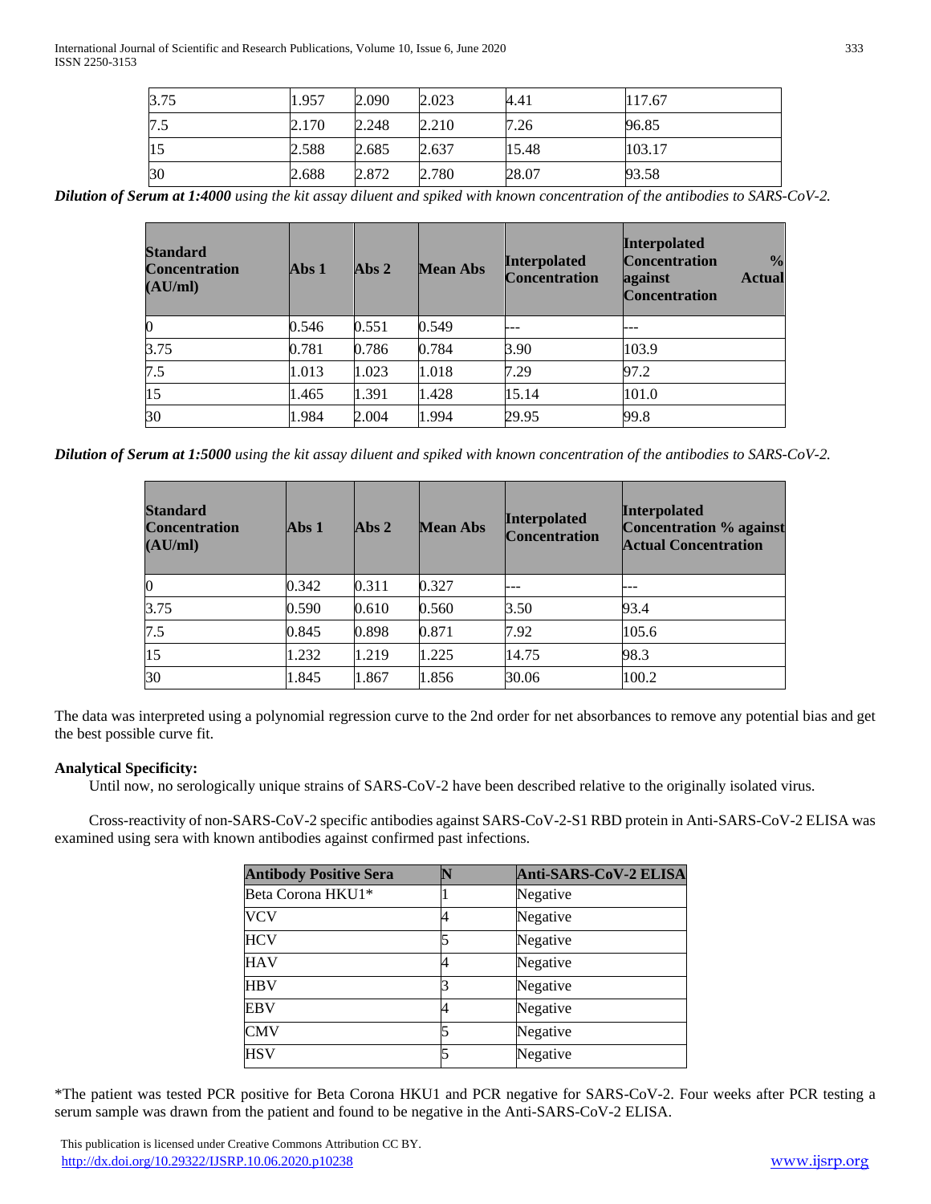| 3.75 | 1.957 | 2.090 | 2.023 | 4.41 | 117.67 |
|---|---|---|---|---|---|
| 7.5 | 2.170 | 2.248 | 2.210 | 7.26 | 96.85 |
| 15 | 2.588 | 2.685 | 2.637 | 15.48 | 103.17 |
| 30 | 2.688 | 2.872 | 2.780 | 28.07 | 93.58 |

***Dilution of Serum at 1:4000*** *using the kit assay diluent and spiked with known concentration of the antibodies to SARS-CoV-2.*

| Standard Concentration (AU/ml) | Abs 1 | Abs 2 | Mean Abs | Interpolated Concentration | Interpolated Concentration % against Actual Concentration |
|---|---|---|---|---|---|
| 0 | 0.546 | 0.551 | 0.549 | --- | --- |
| 3.75 | 0.781 | 0.786 | 0.784 | 3.90 | 103.9 |
| 7.5 | 1.013 | 1.023 | 1.018 | 7.29 | 97.2 |
| 15 | 1.465 | 1.391 | 1.428 | 15.14 | 101.0 |
| 30 | 1.984 | 2.004 | 1.994 | 29.95 | 99.8 |

***Dilution of Serum at 1:5000*** *using the kit assay diluent and spiked with known concentration of the antibodies to SARS-CoV-2.*

| Standard Concentration (AU/ml) | Abs 1 | Abs 2 | Mean Abs | Interpolated Concentration | Interpolated Concentration % against Actual Concentration |
|---|---|---|---|---|---|
| 0 | 0.342 | 0.311 | 0.327 | --- | --- |
| 3.75 | 0.590 | 0.610 | 0.560 | 3.50 | 93.4 |
| 7.5 | 0.845 | 0.898 | 0.871 | 7.92 | 105.6 |
| 15 | 1.232 | 1.219 | 1.225 | 14.75 | 98.3 |
| 30 | 1.845 | 1.867 | 1.856 | 30.06 | 100.2 |

The data was interpreted using a polynomial regression curve to the 2nd order for net absorbances to remove any potential bias and get the best possible curve fit.

**Analytical Specificity:**

Until now, no serologically unique strains of SARS-CoV-2 have been described relative to the originally isolated virus.

Cross-reactivity of non-SARS-CoV-2 specific antibodies against SARS-CoV-2-S1 RBD protein in Anti-SARS-CoV-2 ELISA was examined using sera with known antibodies against confirmed past infections.

| Antibody Positive Sera | N | Anti-SARS-CoV-2 ELISA |
|---|---|---|
| Beta Corona HKU1* | 1 | Negative |
| VCV | 4 | Negative |
| HCV | 5 | Negative |
| HAV | 4 | Negative |
| HBV | 3 | Negative |
| EBV | 4 | Negative |
| CMV | 5 | Negative |
| HSV | 5 | Negative |

*The patient was tested PCR positive for Beta Corona HKU1 and PCR negative for SARS-CoV-2. Four weeks after PCR testing a serum sample was drawn from the patient and found to be negative in the Anti-SARS-CoV-2 ELISA.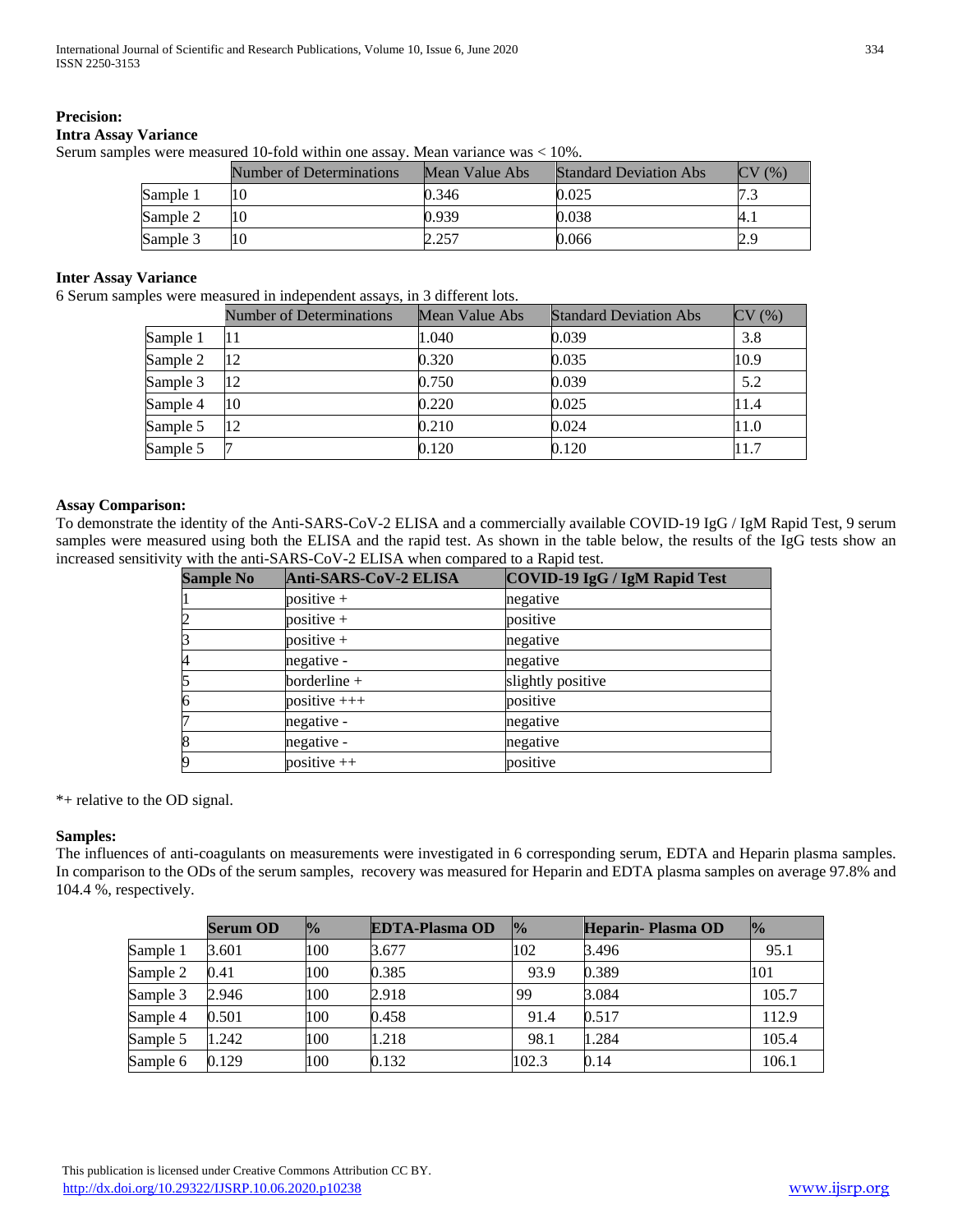**Precision:**

**Intra Assay Variance**

Serum samples were measured 10-fold within one assay. Mean variance was < 10%.

| | Number of Determinations | Mean Value Abs | Standard Deviation Abs | CV (%) |
|---|---|---|---|---|
| Sample 1 | 10 | 0.346 | 0.025 | 7.3 |
| Sample 2 | 10 | 0.939 | 0.038 | 4.1 |
| Sample 3 | 10 | 2.257 | 0.066 | 2.9 |

**Inter Assay Variance**

6 Serum samples were measured in independent assays, in 3 different lots.

| | Number of Determinations | Mean Value Abs | Standard Deviation Abs | CV (%) |
|---|---|---|---|---|
| Sample 1 | 11 | 1.040 | 0.039 | 3.8 |
| Sample 2 | 12 | 0.320 | 0.035 | 10.9 |
| Sample 3 | 12 | 0.750 | 0.039 | 5.2 |
| Sample 4 | 10 | 0.220 | 0.025 | 11.4 |
| Sample 5 | 12 | 0.210 | 0.024 | 11.0 |
| Sample 5 | 7 | 0.120 | 0.120 | 11.7 |

**Assay Comparison:**

To demonstrate the identity of the Anti-SARS-CoV-2 ELISA and a commercially available COVID-19 IgG / IgM Rapid Test, 9 serum samples were measured using both the ELISA and the rapid test. As shown in the table below, the results of the IgG tests show an increased sensitivity with the anti-SARS-CoV-2 ELISA when compared to a Rapid test.

| Sample No | Anti-SARS-CoV-2 ELISA | COVID-19 IgG / IgM Rapid Test |
|---|---|---|
| 1 | positive + | negative |
| 2 | positive + | positive |
| 3 | positive + | negative |
| 4 | negative - | negative |
| 5 | borderline + | slightly positive |
| 6 | positive +++ | positive |
| 7 | negative - | negative |
| 8 | negative - | negative |
| 9 | positive ++ | positive |

*+ relative to the OD signal.

**Samples:**

The influences of anti-coagulants on measurements were investigated in 6 corresponding serum, EDTA and Heparin plasma samples. In comparison to the ODs of the serum samples, recovery was measured for Heparin and EDTA plasma samples on average 97.8% and 104.4 %, respectively.

| | Serum OD | % | EDTA-Plasma OD | % | Heparin- Plasma OD | % |
|---|---|---|---|---|---|---|
| Sample 1 | 3.601 | 100 | 3.677 | 102 | 3.496 | 95.1 |
| Sample 2 | 0.41 | 100 | 0.385 | 93.9 | 0.389 | 101 |
| Sample 3 | 2.946 | 100 | 2.918 | 99 | 3.084 | 105.7 |
| Sample 4 | 0.501 | 100 | 0.458 | 91.4 | 0.517 | 112.9 |
| Sample 5 | 1.242 | 100 | 1.218 | 98.1 | 1.284 | 105.4 |
| Sample 6 | 0.129 | 100 | 0.132 | 102.3 | 0.14 | 106.1 |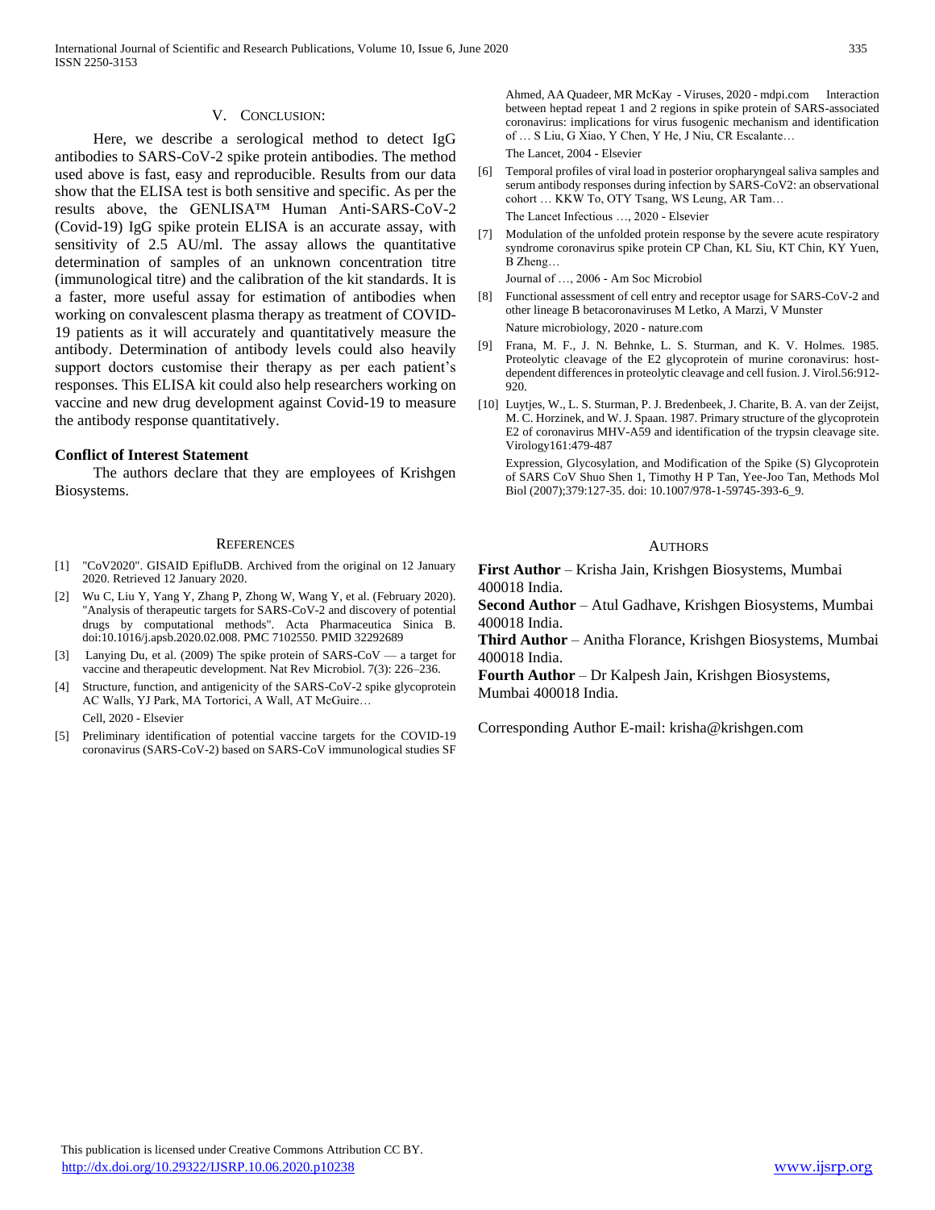## V. CONCLUSION:

Here, we describe a serological method to detect IgG antibodies to SARS-CoV-2 spike protein antibodies. The method used above is fast, easy and reproducible. Results from our data show that the ELISA test is both sensitive and specific. As per the results above, the GENLISA™ Human Anti-SARS-CoV-2 (Covid-19) IgG spike protein ELISA is an accurate assay, with sensitivity of 2.5 AU/ml. The assay allows the quantitative determination of samples of an unknown concentration titre (immunological titre) and the calibration of the kit standards. It is a faster, more useful assay for estimation of antibodies when working on convalescent plasma therapy as treatment of COVID-19 patients as it will accurately and quantitatively measure the antibody. Determination of antibody levels could also heavily support doctors customise their therapy as per each patient's responses. This ELISA kit could also help researchers working on vaccine and new drug development against Covid-19 to measure the antibody response quantitatively.

**Conflict of Interest Statement**

The authors declare that they are employees of Krishgen Biosystems.

## REFERENCES

[1] "CoV2020". GISAID EpifluDB. Archived from the original on 12 January 2020. Retrieved 12 January 2020.

[2] Wu C, Liu Y, Yang Y, Zhang P, Zhong W, Wang Y, et al. (February 2020). "Analysis of therapeutic targets for SARS-CoV-2 and discovery of potential drugs by computational methods". Acta Pharmaceutica Sinica B. doi:10.1016/j.apsb.2020.02.008. PMC 7102550. PMID 32292689

[3] Lanying Du, et al. (2009) The spike protein of SARS-CoV — a target for vaccine and therapeutic development. Nat Rev Microbiol. 7(3): 226–236.

[4] Structure, function, and antigenicity of the SARS-CoV-2 spike glycoprotein AC Walls, YJ Park, MA Tortorici, A Wall, AT McGuire…
Cell, 2020 - Elsevier

[5] Preliminary identification of potential vaccine targets for the COVID-19 coronavirus (SARS-CoV-2) based on SARS-CoV immunological studies SF Ahmed, AA Quadeer, MR McKay - Viruses, 2020 - mdpi.com Interaction between heptad repeat 1 and 2 regions in spike protein of SARS-associated coronavirus: implications for virus fusogenic mechanism and identification of … S Liu, G Xiao, Y Chen, Y He, J Niu, CR Escalante…
The Lancet, 2004 - Elsevier

[6] Temporal profiles of viral load in posterior oropharyngeal saliva samples and serum antibody responses during infection by SARS-CoV2: an observational cohort … KKW To, OTY Tsang, WS Leung, AR Tam…
The Lancet Infectious …, 2020 - Elsevier

[7] Modulation of the unfolded protein response by the severe acute respiratory syndrome coronavirus spike protein CP Chan, KL Siu, KT Chin, KY Yuen, B Zheng…
Journal of …, 2006 - Am Soc Microbiol

[8] Functional assessment of cell entry and receptor usage for SARS-CoV-2 and other lineage B betacoronaviruses M Letko, A Marzi, V Munster
Nature microbiology, 2020 - nature.com

[9] Frana, M. F., J. N. Behnke, L. S. Sturman, and K. V. Holmes. 1985. Proteolytic cleavage of the E2 glycoprotein of murine coronavirus: host-dependent differences in proteolytic cleavage and cell fusion. J. Virol.56:912-920.

[10] Luytjes, W., L. S. Sturman, P. J. Bredenbeek, J. Charite, B. A. van der Zeijst, M. C. Horzinek, and W. J. Spaan. 1987. Primary structure of the glycoprotein E2 of coronavirus MHV-A59 and identification of the trypsin cleavage site. Virology161:479-487

Expression, Glycosylation, and Modification of the Spike (S) Glycoprotein of SARS CoV Shuo Shen 1, Timothy H P Tan, Yee-Joo Tan, Methods Mol Biol (2007);379:127-35. doi: 10.1007/978-1-59745-393-6_9.

## AUTHORS

**First Author** – Krisha Jain, Krishgen Biosystems, Mumbai 400018 India.
**Second Author** – Atul Gadhave, Krishgen Biosystems, Mumbai 400018 India.
**Third Author** – Anitha Florance, Krishgen Biosystems, Mumbai 400018 India.
**Fourth Author** – Dr Kalpesh Jain, Krishgen Biosystems, Mumbai 400018 India.

Corresponding Author E-mail: krisha@krishgen.com